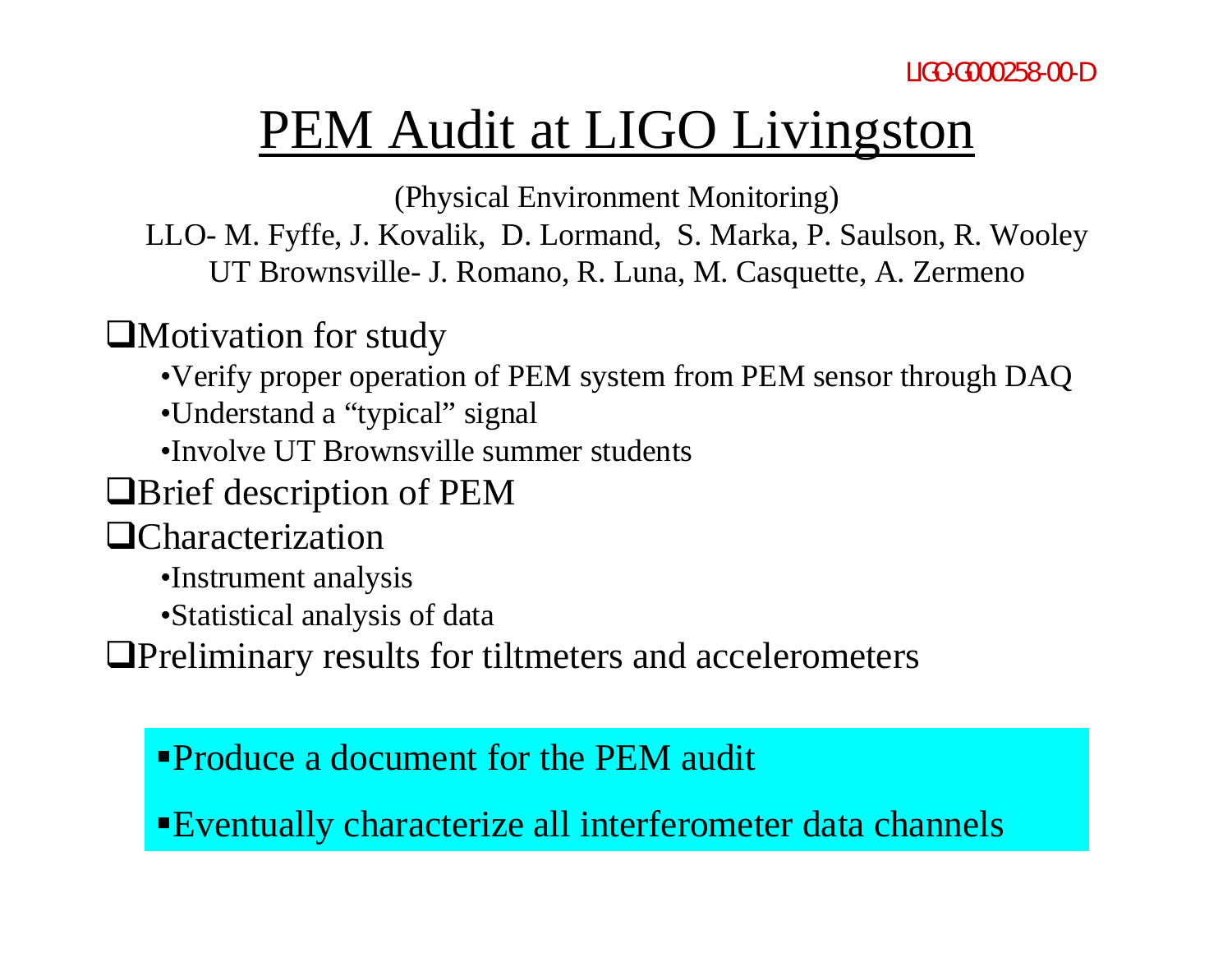LIGO-G000258-00-D

# PEM Audit at LIGO Livingston

(Physical Environment Monitoring)

LLO- M. Fyffe, J. Kovalik, D. Lormand, S. Marka, P. Saulson, R. Wooley

UT Brownsville- J. Romano, R. Luna, M. Casquette, A. Zermeno

- Motivation for study
  - Verify proper operation of PEM system from PEM sensor through DAQ
  - Understand a “typical” signal
  - Involve UT Brownsville summer students
- Brief description of PEM
- Characterization
  - Instrument analysis
  - Statistical analysis of data
- Preliminary results for tiltmeters and accelerometers

- Produce a document for the PEM audit
- Eventually characterize all interferometer data channels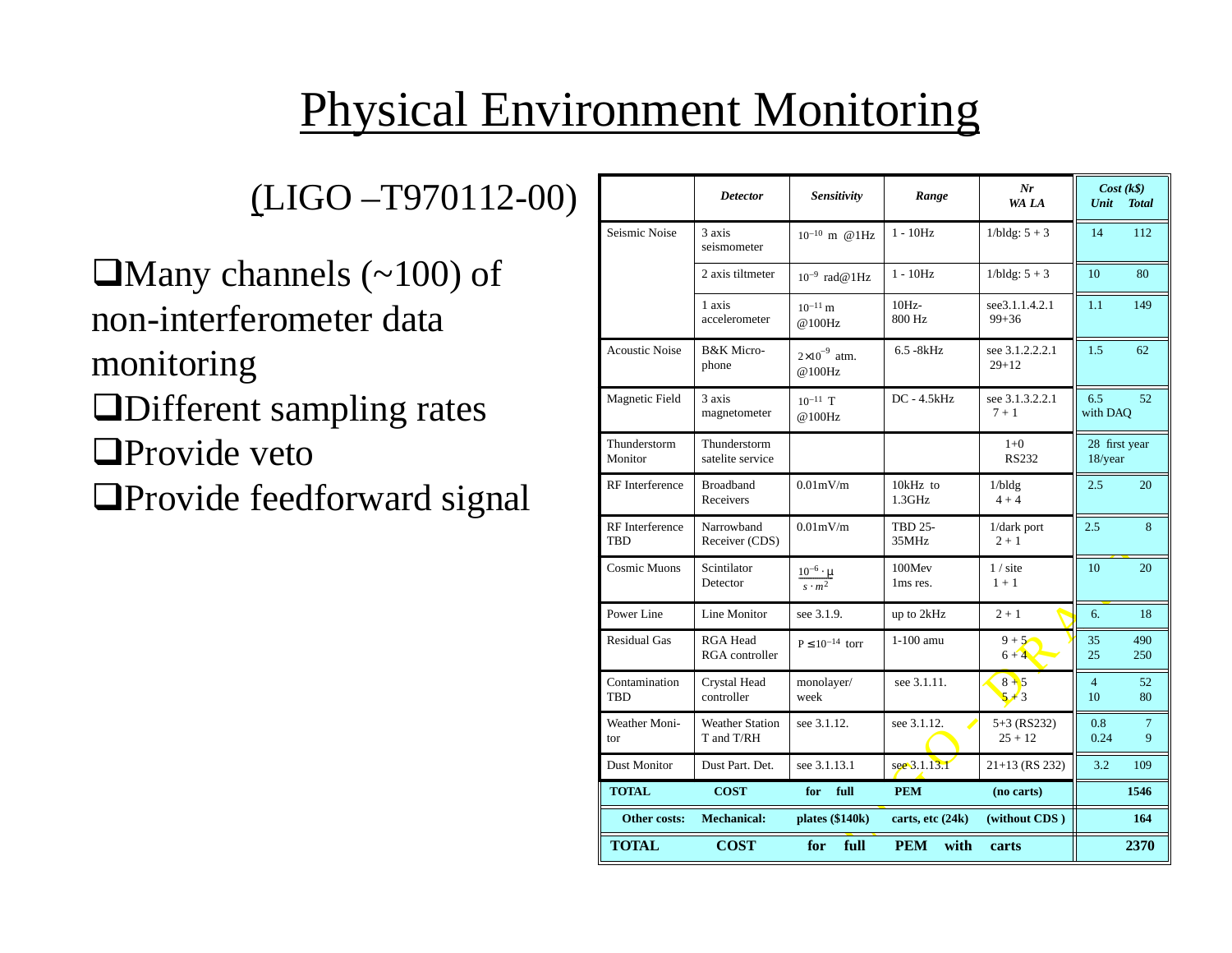# Physical Environment Monitoring

(LIGO –T970112-00)

- Many channels (~100) of non-interferometer data monitoring
- Different sampling rates
- Provide veto
- Provide feedforward signal

| | *Detector* | *Sensitivity* | *Range* | *Nr WA LA* | *Cost (k$) Unit* | *Total* |
|---|---|---|---|---|---|---|
| Seismic Noise | 3 axis seismometer | $10^{-10}$ m @1Hz | 1 - 10Hz | 1/bldg: 5 + 3 | 14 | 112 |
| | 2 axis tiltmeter | $10^{-9}$ rad@1Hz | 1 - 10Hz | 1/bldg: 5 + 3 | 10 | 80 |
| | 1 axis accelerometer | $10^{-11}$ m @100Hz | 10Hz- 800 Hz | see3.1.1.4.2.1 99+36 | 1.1 | 149 |
| Acoustic Noise | B&K Micro- phone | $2 \times 10^{-9}$ atm. @100Hz | 6.5 -8kHz | see 3.1.2.2.2.1 29+12 | 1.5 | 62 |
| Magnetic Field | 3 axis magnetometer | $10^{-11}$ T @100Hz | DC - 4.5kHz | see 3.1.3.2.2.1 7 + 1 | 6.5 with DAQ | 52 |
| Thunderstorm Monitor | Thunderstorm satelite service | | | 1+0 RS232 | 28 first year 18/year | |
| RF Interference | Broadband Receivers | 0.01mV/m | 10kHz to 1.3GHz | 1/bldg 4 + 4 | 2.5 | 20 |
| RF Interference TBD | Narrowband Receiver (CDS) | 0.01mV/m | TBD 25- 35MHz | 1/dark port 2 + 1 | 2.5 | 8 |
| Cosmic Muons | Scintilator Detector | $\frac{10^{-6} \cdot \mu}{s \cdot m^2}$ | 100Mev 1ms res. | 1 / site 1 + 1 | 10 | 20 |
| Power Line | Line Monitor | see 3.1.9. | up to 2kHz | 2 + 1 | 6. | 18 |
| Residual Gas | RGA Head RGA controller | $P \leq 10^{-14}$ torr | 1-100 amu | 9 + 5 6 + 4 | 35 25 | 490 250 |
| Contamination TBD | Crystal Head controller | monolayer/ week | see 3.1.11. | 8 + 5 5 + 3 | 4 10 | 52 80 |
| Weather Moni- tor | Weather Station T and T/RH | see 3.1.12. | see 3.1.12. | 5+3 (RS232) 25 + 12 | 0.8 0.24 | 7 9 |
| Dust Monitor | Dust Part. Det. | see 3.1.13.1 | see 3.1.13.1 | 21+13 (RS 232) | 3.2 | 109 |
| **TOTAL** | **COST** | **for full** | **PEM** | **(no carts)** | | **1546** |
| **Other costs:** | **Mechanical:** | **plates ($140k)** | **carts, etc (24k)** | **(without CDS )** | | **164** |
| **TOTAL** | **COST** | **for full** | **PEM with** | **carts** | | **2370** |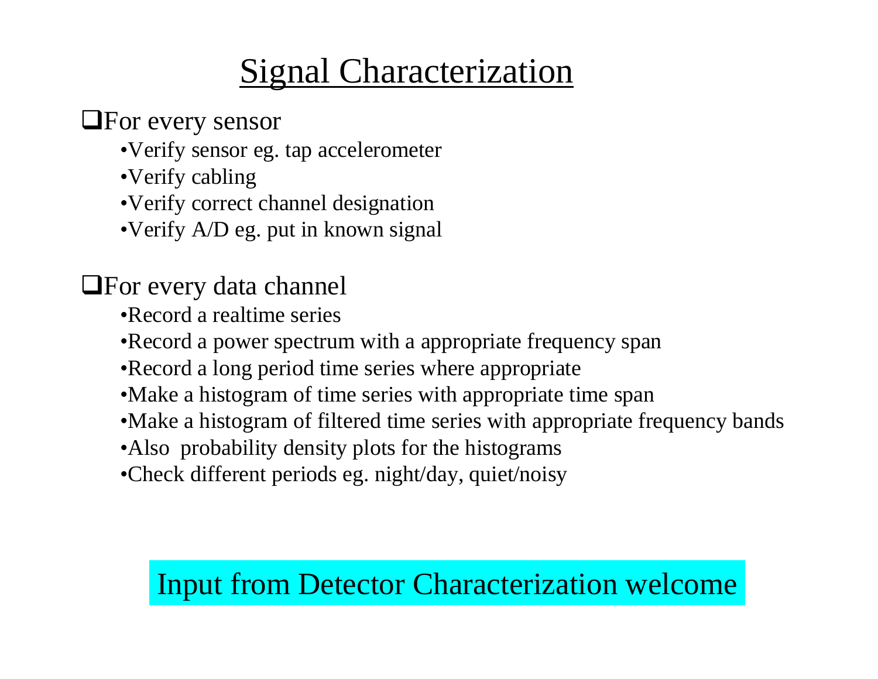# Signal Characterization

- For every sensor
  - Verify sensor eg. tap accelerometer
  - Verify cabling
  - Verify correct channel designation
  - Verify A/D eg. put in known signal

- For every data channel
  - Record a realtime series
  - Record a power spectrum with a appropriate frequency span
  - Record a long period time series where appropriate
  - Make a histogram of time series with appropriate time span
  - Make a histogram of filtered time series with appropriate frequency bands
  - Also probability density plots for the histograms
  - Check different periods eg. night/day, quiet/noisy

Input from Detector Characterization welcome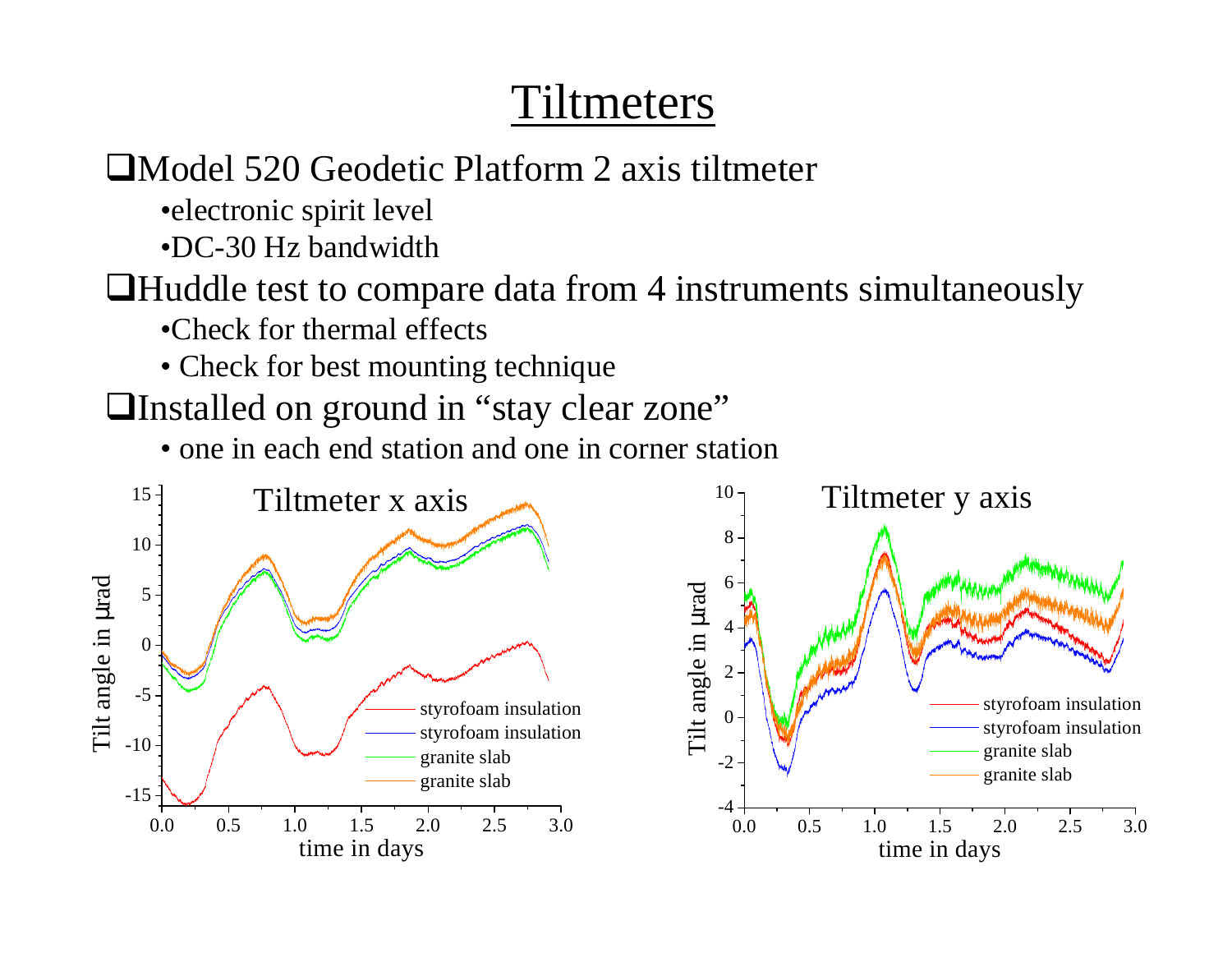# Tiltmeters

- Model 520 Geodetic Platform 2 axis tiltmeter
  - electronic spirit level
  - DC-30 Hz bandwidth
- Huddle test to compare data from 4 instruments simultaneously
  - Check for thermal effects
  - Check for best mounting technique
- Installed on ground in "stay clear zone"
  - one in each end station and one in corner station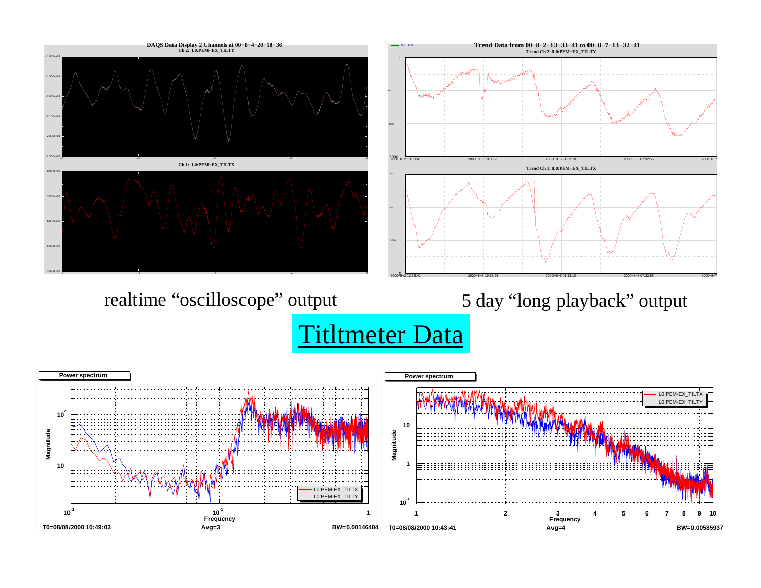# Titltmeter Data

realtime “oscilloscope” output

5 day “long playback” output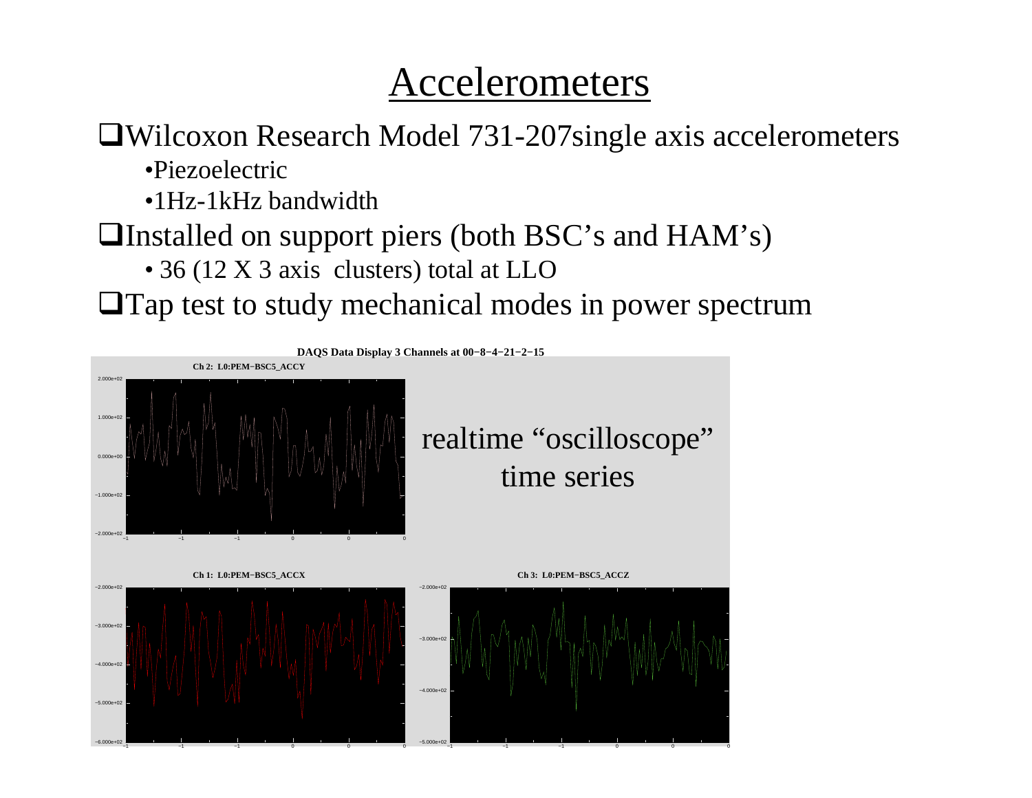# Accelerometers

- Wilcoxon Research Model 731-207single axis accelerometers
  - Piezoelectric
  - 1Hz-1kHz bandwidth
- Installed on support piers (both BSC's and HAM's)
  - 36 (12 X 3 axis clusters) total at LLO
- Tap test to study mechanical modes in power spectrum

DAQS Data Display 3 Channels at 00−8−4−21−2−15

Ch 2: L0:PEM−BSC5_ACCY

realtime "oscilloscope" time series

Ch 1: L0:PEM−BSC5_ACCX

Ch 3: L0:PEM−BSC5_ACCZ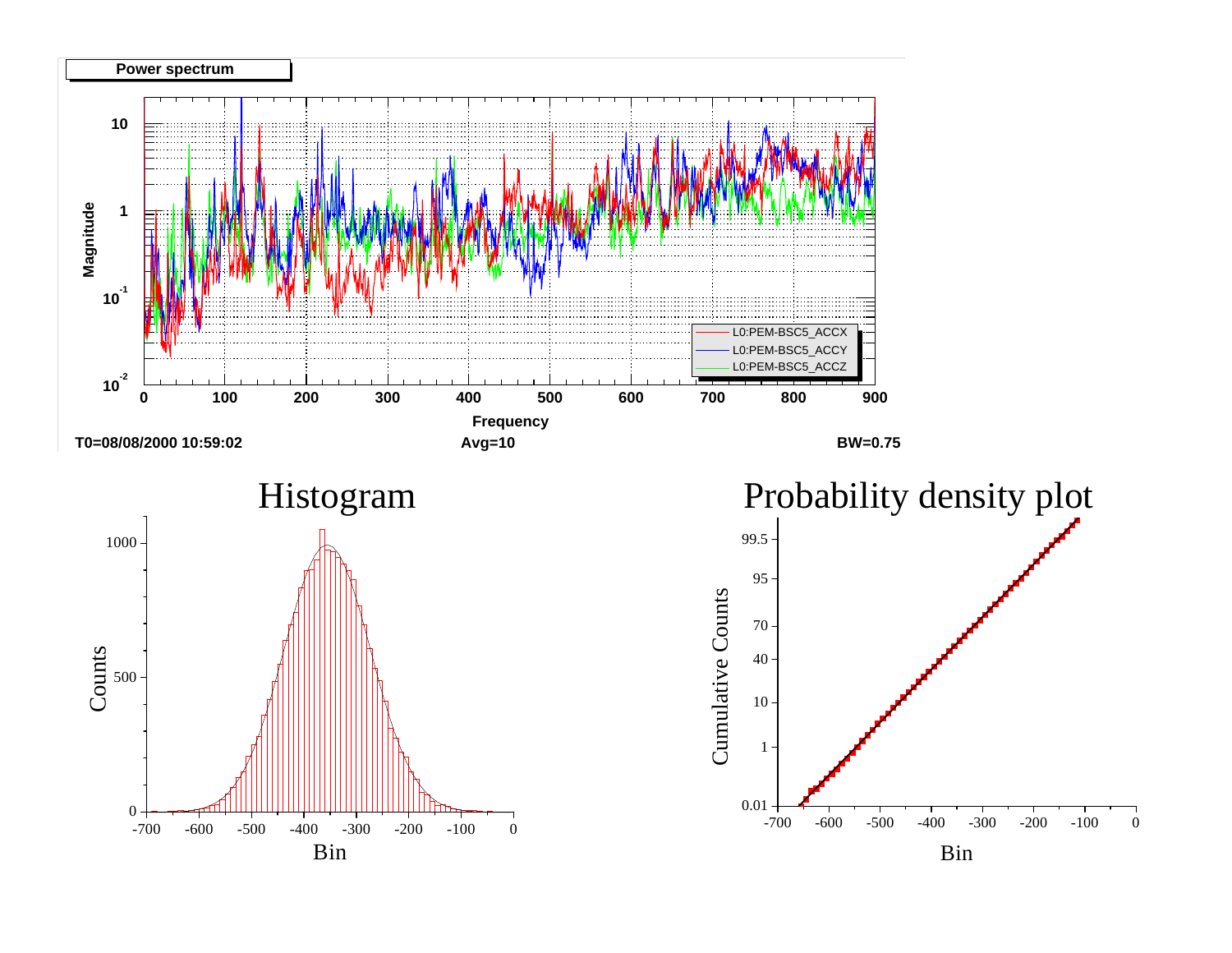Power spectrum

Magnitude

10

1

$10^{-1}$

$10^{-2}$

0 100 200 300 400 500 600 700 800 900

Frequency

L0:PEM-BSC5_ACCX

L0:PEM-BSC5_ACCY

L0:PEM-BSC5_ACCZ

T0=08/08/2000 10:59:02

Avg=10

BW=0.75

Histogram

Counts

1000

500

0

-700 -600 -500 -400 -300 -200 -100 0

Bin

Probability density plot

Cumulative Counts

99.5

95

70

40

10

1

0.01

-700 -600 -500 -400 -300 -200 -100 0

Bin